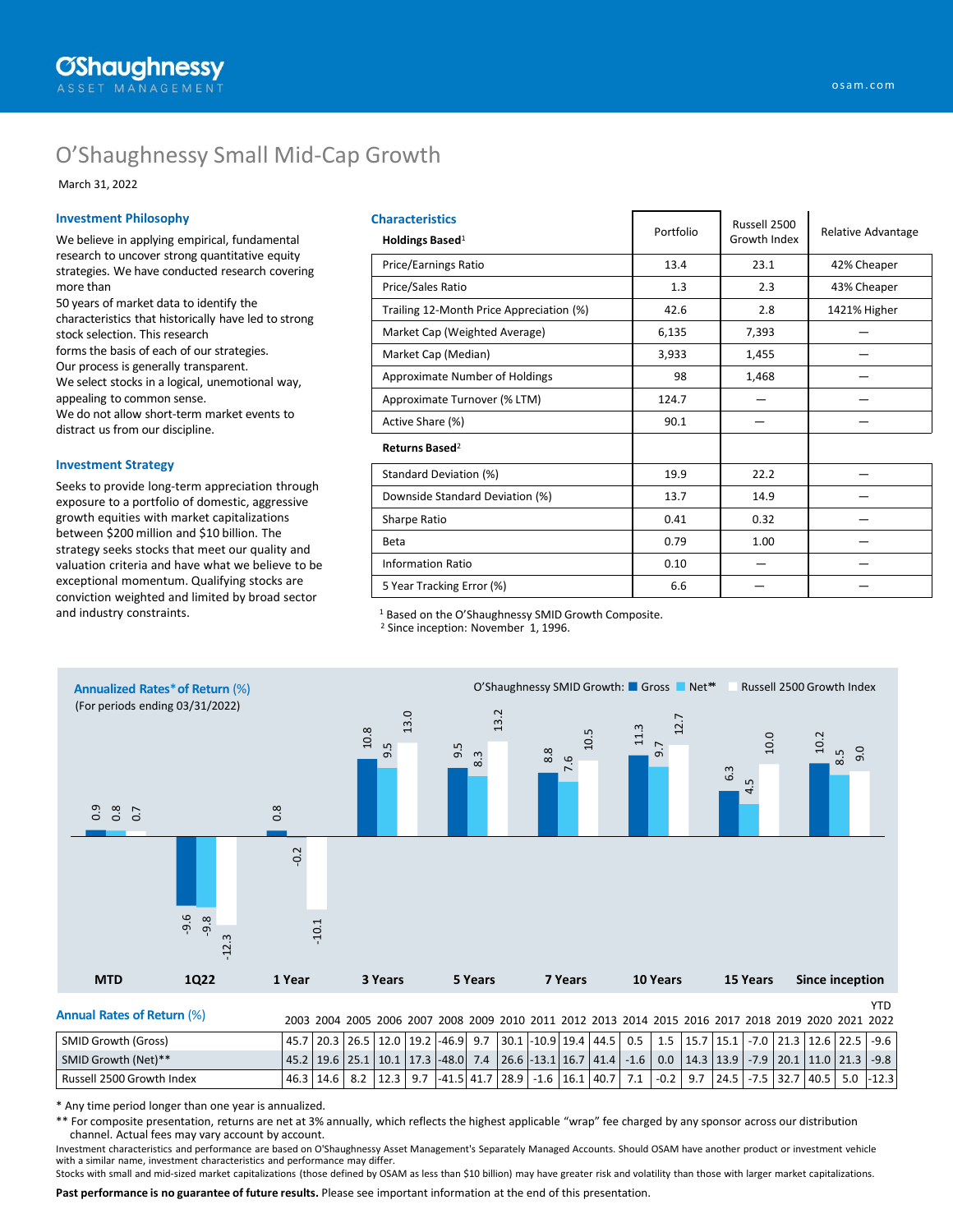# O'Shaughnessy Small Mid-Cap Growth

March 31, 2022

### Investment Philosophy

We believe in applying empirical, fundamental research to uncover strong quantitative equity strategies. We have conducted research covering more than
50 years of market data to identify the characteristics that historically have led to strong stock selection. This research
forms the basis of each of our strategies.
Our process is generally transparent.
We select stocks in a logical, unemotional way, appealing to common sense.
We do not allow short-term market events to distract us from our discipline.

### Investment Strategy

Seeks to provide long-term appreciation through exposure to a portfolio of domestic, aggressive growth equities with market capitalizations between $200 million and $10 billion. The strategy seeks stocks that meet our quality and valuation criteria and have what we believe to be exceptional momentum. Qualifying stocks are conviction weighted and limited by broad sector and industry constraints.

### Characteristics

| Holdings Based[1] | Portfolio | Russell 2500 Growth Index | Relative Advantage |
|---|---|---|---|
| Price/Earnings Ratio | 13.4 | 23.1 | 42% Cheaper |
| Price/Sales Ratio | 1.3 | 2.3 | 43% Cheaper |
| Trailing 12-Month Price Appreciation (%) | 42.6 | 2.8 | 1421% Higher |
| Market Cap (Weighted Average) | 6,135 | 7,393 | — |
| Market Cap (Median) | 3,933 | 1,455 | — |
| Approximate Number of Holdings | 98 | 1,468 | — |
| Approximate Turnover (% LTM) | 124.7 | — | — |
| Active Share (%) | 90.1 | — | — |
| **Returns Based[2]** | | | |
| Standard Deviation (%) | 19.9 | 22.2 | — |
| Downside Standard Deviation (%) | 13.7 | 14.9 | — |
| Sharpe Ratio | 0.41 | 0.32 | — |
| Beta | 0.79 | 1.00 | — |
| Information Ratio | 0.10 | — | — |
| 5 Year Tracking Error (%) | 6.6 | — | — |

[1] Based on the O'Shaughnessy SMID Growth Composite.
[2] Since inception: November 1, 1996.

### Annualized Rates* of Return (%)

(For periods ending 03/31/2022)

| | MTD | 1Q22 | 1 Year | 3 Years | 5 Years | 7 Years | 10 Years | 15 Years | Since inception |
|---|---|---|---|---|---|---|---|---|---|
| O'Shaughnessy SMID Growth: Gross | 0.9 | -9.6 | 0.8 | 10.8 | 9.5 | 8.8 | 11.3 | 6.3 | 10.2 |
| O'Shaughnessy SMID Growth: Net** | 0.8 | -9.8 | -0.2 | 9.5 | 8.3 | 7.6 | 9.7 | 4.5 | 8.5 |
| Russell 2500 Growth Index | 0.7 | -12.3 | -10.1 | 13.0 | 13.2 | 10.5 | 12.7 | 10.0 | 9.0 |

### Annual Rates of Return (%)

| | 2003 | 2004 | 2005 | 2006 | 2007 | 2008 | 2009 | 2010 | 2011 | 2012 | 2013 | 2014 | 2015 | 2016 | 2017 | 2018 | 2019 | 2020 | 2021 | YTD 2022 |
|---|---|---|---|---|---|---|---|---|---|---|---|---|---|---|---|---|---|---|---|---|
| SMID Growth (Gross) | 45.7 | 20.3 | 26.5 | 12.0 | 19.2 | -46.9 | 9.7 | 30.1 | -10.9 | 19.4 | 44.5 | 0.5 | 1.5 | 15.7 | 15.1 | -7.0 | 21.3 | 12.6 | 22.5 | -9.6 |
| SMID Growth (Net)** | 45.2 | 19.6 | 25.1 | 10.1 | 17.3 | -48.0 | 7.4 | 26.6 | -13.1 | 16.7 | 41.4 | -1.6 | 0.0 | 14.3 | 13.9 | -7.9 | 20.1 | 11.0 | 21.3 | -9.8 |
| Russell 2500 Growth Index | 46.3 | 14.6 | 8.2 | 12.3 | 9.7 | -41.5 | 41.7 | 28.9 | -1.6 | 16.1 | 40.7 | 7.1 | -0.2 | 9.7 | 24.5 | -7.5 | 32.7 | 40.5 | 5.0 | -12.3 |

\* Any time period longer than one year is annualized.

** For composite presentation, returns are net at 3% annually, which reflects the highest applicable "wrap" fee charged by any sponsor across our distribution channel. Actual fees may vary account by account.

Investment characteristics and performance are based on O'Shaughnessy Asset Management's Separately Managed Accounts. Should OSAM have another product or investment vehicle with a similar name, investment characteristics and performance may differ.

Stocks with small and mid-sized market capitalizations (those defined by OSAM as less than $10 billion) may have greater risk and volatility than those with larger market capitalizations.

**Past performance is no guarantee of future results.** Please see important information at the end of this presentation.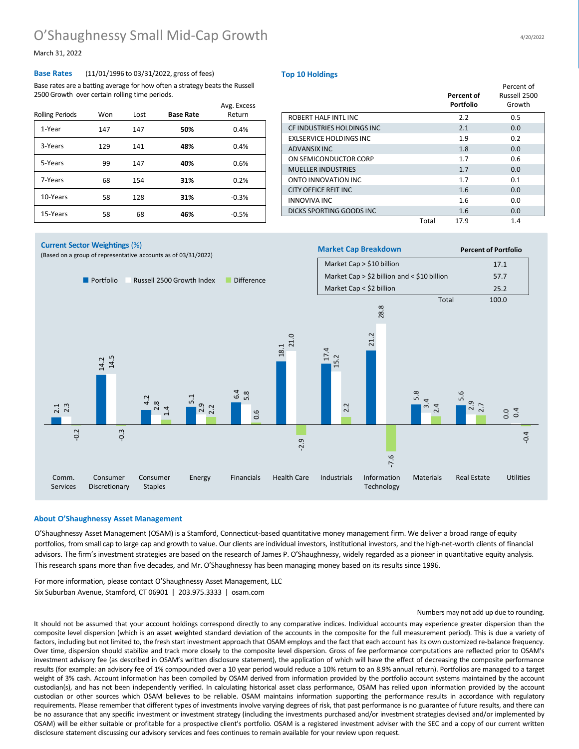# O'Shaughnessy Small Mid-Cap Growth

March 31, 2022

### Base Rates (11/01/1996 to 03/31/2022, gross of fees)

Base rates are a batting average for how often a strategy beats the Russell 2500 Growth over certain rolling time periods.

| Rolling Periods | Won | Lost | Base Rate | Avg. Excess Return |
|---|---|---|---|---|
| 1-Year | 147 | 147 | **50%** | 0.4% |
| 3-Years | 129 | 141 | **48%** | 0.4% |
| 5-Years | 99 | 147 | **40%** | 0.6% |
| 7-Years | 68 | 154 | **31%** | 0.2% |
| 10-Years | 58 | 128 | **31%** | -0.3% |
| 15-Years | 58 | 68 | **46%** | -0.5% |

### Top 10 Holdings

| | Percent of Portfolio | Percent of Russell 2500 Growth |
|---|---|---|
| ROBERT HALF INTL INC | 2.2 | 0.5 |
| CF INDUSTRIES HOLDINGS INC | 2.1 | 0.0 |
| EXLSERVICE HOLDINGS INC | 1.9 | 0.2 |
| ADVANSIX INC | 1.8 | 0.0 |
| ON SEMICONDUCTOR CORP | 1.7 | 0.6 |
| MUELLER INDUSTRIES | 1.7 | 0.0 |
| ONTO INNOVATION INC | 1.7 | 0.1 |
| CITY OFFICE REIT INC | 1.6 | 0.0 |
| INNOVIVA INC | 1.6 | 0.0 |
| DICKS SPORTING GOODS INC | 1.6 | 0.0 |
| Total | 17.9 | 1.4 |

### Current Sector Weightings (%)

(Based on a group of representative accounts as of 03/31/2022)

| Sector | Portfolio | Russell 2500 Growth Index | Difference |
|---|---|---|---|
| Comm. Services | 2.1 | 2.3 | -0.2 |
| Consumer Discretionary | 14.2 | 14.5 | -0.3 |
| Consumer Staples | 4.2 | 2.8 | 1.4 |
| Energy | 5.1 | 2.9 | 2.2 |
| Financials | 6.4 | 5.8 | 0.6 |
| Health Care | 18.1 | 21.0 | -2.9 |
| Industrials | 17.4 | 15.2 | 2.2 |
| Information Technology | 21.2 | 28.8 | -7.6 |
| Materials | 5.8 | 3.4 | 2.4 |
| Real Estate | 5.6 | 2.9 | 2.7 |
| Utilities | 0.0 | 0.4 | -0.4 |

### Market Cap Breakdown

| | Percent of Portfolio |
|---|---|
| Market Cap > $10 billion | 17.1 |
| Market Cap > $2 billion and < $10 billion | 57.7 |
| Market Cap < $2 billion | 25.2 |
| Total | 100.0 |

### About O'Shaughnessy Asset Management

O'Shaughnessy Asset Management (OSAM) is a Stamford, Connecticut-based quantitative money management firm. We deliver a broad range of equity portfolios, from small cap to large cap and growth to value. Our clients are individual investors, institutional investors, and the high-net-worth clients of financial advisors. The firm's investment strategies are based on the research of James P. O'Shaughnessy, widely regarded as a pioneer in quantitative equity analysis. This research spans more than five decades, and Mr. O'Shaughnessy has been managing money based on its results since 1996.

For more information, please contact O'Shaughnessy Asset Management, LLC
Six Suburban Avenue, Stamford, CT 06901 | 203.975.3333 | osam.com

Numbers may not add up due to rounding.

It should not be assumed that your account holdings correspond directly to any comparative indices. Individual accounts may experience greater dispersion than the composite level dispersion (which is an asset weighted standard deviation of the accounts in the composite for the full measurement period). This is due a variety of factors, including but not limited to, the fresh start investment approach that OSAM employs and the fact that each account has its own customized re-balance frequency. Over time, dispersion should stabilize and track more closely to the composite level dispersion. Gross of fee performance computations are reflected prior to OSAM's investment advisory fee (as described in OSAM's written disclosure statement), the application of which will have the effect of decreasing the composite performance results (for example: an advisory fee of 1% compounded over a 10 year period would reduce a 10% return to an 8.9% annual return). Portfolios are managed to a target weight of 3% cash. Account information has been compiled by OSAM derived from information provided by the portfolio account systems maintained by the account custodian(s), and has not been independently verified. In calculating historical asset class performance, OSAM has relied upon information provided by the account custodian or other sources which OSAM believes to be reliable. OSAM maintains information supporting the performance results in accordance with regulatory requirements. Please remember that different types of investments involve varying degrees of risk, that past performance is no guarantee of future results, and there can be no assurance that any specific investment or investment strategy (including the investments purchased and/or investment strategies devised and/or implemented by OSAM) will be either suitable or profitable for a prospective client's portfolio. OSAM is a registered investment adviser with the SEC and a copy of our current written disclosure statement discussing our advisory services and fees continues to remain available for your review upon request.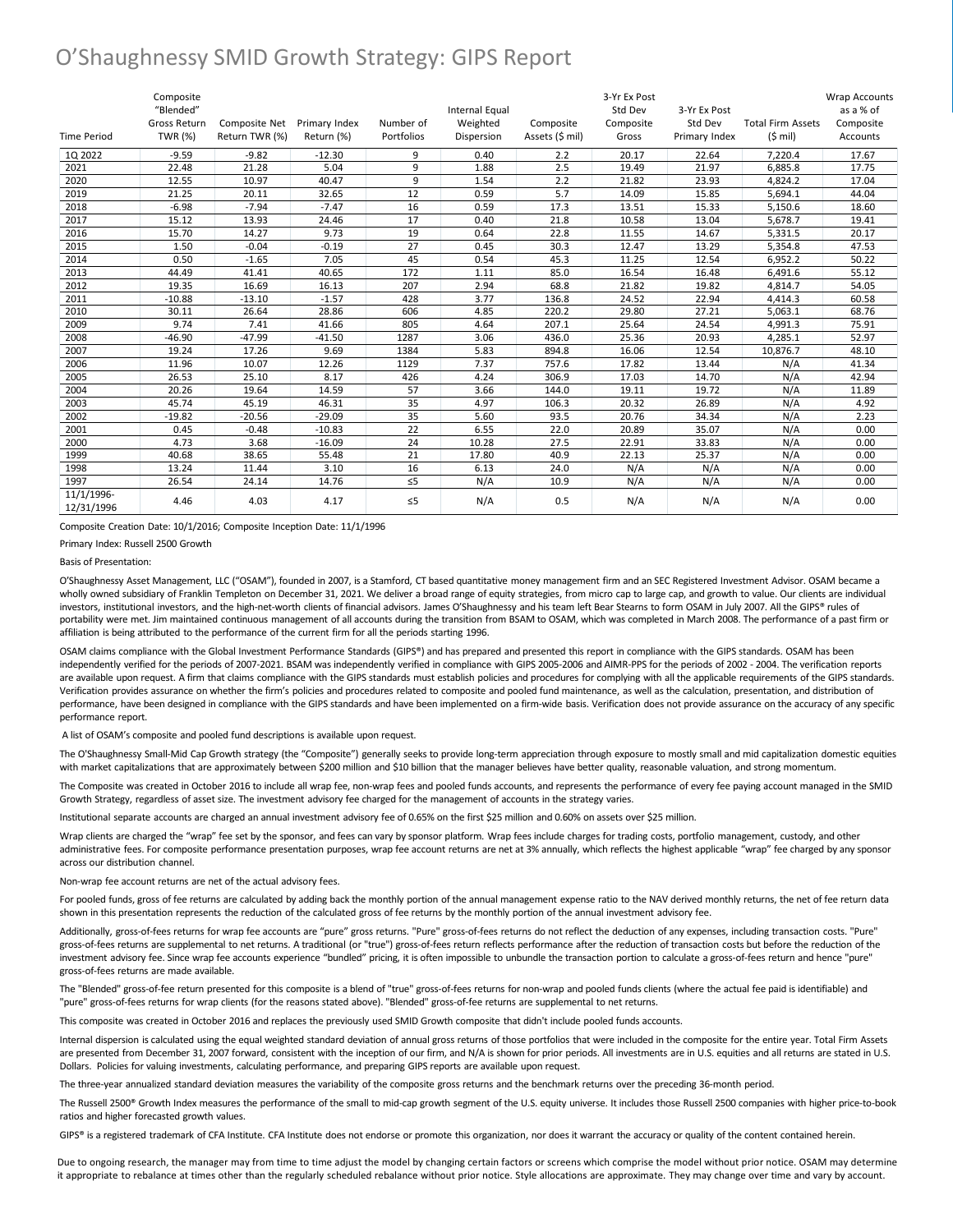# O’Shaughnessy SMID Growth Strategy: GIPS Report

| Time Period | Composite "Blended" Gross Return TWR (%) | Composite Net Return TWR (%) | Primary Index Return (%) | Number of Portfolios | Internal Equal Weighted Dispersion | Composite Assets ($ mil) | 3-Yr Ex Post Std Dev Composite Gross | 3-Yr Ex Post Std Dev Primary Index | Total Firm Assets ($ mil) | Wrap Accounts as a % of Composite Accounts |
|---|---|---|---|---|---|---|---|---|---|---|
| 1Q 2022 | -9.59 | -9.82 | -12.30 | 9 | 0.40 | 2.2 | 20.17 | 22.64 | 7,220.4 | 17.67 |
| 2021 | 22.48 | 21.28 | 5.04 | 9 | 1.88 | 2.5 | 19.49 | 21.97 | 6,885.8 | 17.75 |
| 2020 | 12.55 | 10.97 | 40.47 | 9 | 1.54 | 2.2 | 21.82 | 23.93 | 4,824.2 | 17.04 |
| 2019 | 21.25 | 20.11 | 32.65 | 12 | 0.59 | 5.7 | 14.09 | 15.85 | 5,694.1 | 44.04 |
| 2018 | -6.98 | -7.94 | -7.47 | 16 | 0.59 | 17.3 | 13.51 | 15.33 | 5,150.6 | 18.60 |
| 2017 | 15.12 | 13.93 | 24.46 | 17 | 0.40 | 21.8 | 10.58 | 13.04 | 5,678.7 | 19.41 |
| 2016 | 15.70 | 14.27 | 9.73 | 19 | 0.64 | 22.8 | 11.55 | 14.67 | 5,331.5 | 20.17 |
| 2015 | 1.50 | -0.04 | -0.19 | 27 | 0.45 | 30.3 | 12.47 | 13.29 | 5,354.8 | 47.53 |
| 2014 | 0.50 | -1.65 | 7.05 | 45 | 0.54 | 45.3 | 11.25 | 12.54 | 6,952.2 | 50.22 |
| 2013 | 44.49 | 41.41 | 40.65 | 172 | 1.11 | 85.0 | 16.54 | 16.48 | 6,491.6 | 55.12 |
| 2012 | 19.35 | 16.69 | 16.13 | 207 | 2.94 | 68.8 | 21.82 | 19.82 | 4,814.7 | 54.05 |
| 2011 | -10.88 | -13.10 | -1.57 | 428 | 3.77 | 136.8 | 24.52 | 22.94 | 4,414.3 | 60.58 |
| 2010 | 30.11 | 26.64 | 28.86 | 606 | 4.85 | 220.2 | 29.80 | 27.21 | 5,063.1 | 68.76 |
| 2009 | 9.74 | 7.41 | 41.66 | 805 | 4.64 | 207.1 | 25.64 | 24.54 | 4,991.3 | 75.91 |
| 2008 | -46.90 | -47.99 | -41.50 | 1287 | 3.06 | 436.0 | 25.36 | 20.93 | 4,285.1 | 52.97 |
| 2007 | 19.24 | 17.26 | 9.69 | 1384 | 5.83 | 894.8 | 16.06 | 12.54 | 10,876.7 | 48.10 |
| 2006 | 11.96 | 10.07 | 12.26 | 1129 | 7.37 | 757.6 | 17.82 | 13.44 | N/A | 41.34 |
| 2005 | 26.53 | 25.10 | 8.17 | 426 | 4.24 | 306.9 | 17.03 | 14.70 | N/A | 42.94 |
| 2004 | 20.26 | 19.64 | 14.59 | 57 | 3.66 | 144.0 | 19.11 | 19.72 | N/A | 11.89 |
| 2003 | 45.74 | 45.19 | 46.31 | 35 | 4.97 | 106.3 | 20.32 | 26.89 | N/A | 4.92 |
| 2002 | -19.82 | -20.56 | -29.09 | 35 | 5.60 | 93.5 | 20.76 | 34.34 | N/A | 2.23 |
| 2001 | 0.45 | -0.48 | -10.83 | 22 | 6.55 | 22.0 | 20.89 | 35.07 | N/A | 0.00 |
| 2000 | 4.73 | 3.68 | -16.09 | 24 | 10.28 | 27.5 | 22.91 | 33.83 | N/A | 0.00 |
| 1999 | 40.68 | 38.65 | 55.48 | 21 | 17.80 | 40.9 | 22.13 | 25.37 | N/A | 0.00 |
| 1998 | 13.24 | 11.44 | 3.10 | 16 | 6.13 | 24.0 | N/A | N/A | N/A | 0.00 |
| 1997 | 26.54 | 24.14 | 14.76 | ≤5 | N/A | 10.9 | N/A | N/A | N/A | 0.00 |
| 11/1/1996-12/31/1996 | 4.46 | 4.03 | 4.17 | ≤5 | N/A | 0.5 | N/A | N/A | N/A | 0.00 |

Composite Creation Date: 10/1/2016; Composite Inception Date: 11/1/1996

Primary Index: Russell 2500 Growth

Basis of Presentation:

O’Shaughnessy Asset Management, LLC (“OSAM”), founded in 2007, is a Stamford, CT based quantitative money management firm and an SEC Registered Investment Advisor. OSAM became a wholly owned subsidiary of Franklin Templeton on December 31, 2021. We deliver a broad range of equity strategies, from micro cap to large cap, and growth to value. Our clients are individual investors, institutional investors, and the high-net-worth clients of financial advisors. James O’Shaughnessy and his team left Bear Stearns to form OSAM in July 2007. All the GIPS® rules of portability were met. Jim maintained continuous management of all accounts during the transition from BSAM to OSAM, which was completed in March 2008. The performance of a past firm or affiliation is being attributed to the performance of the current firm for all the periods starting 1996.

OSAM claims compliance with the Global Investment Performance Standards (GIPS®) and has prepared and presented this report in compliance with the GIPS standards. OSAM has been independently verified for the periods of 2007-2021. BSAM was independently verified in compliance with GIPS 2005-2006 and AIMR-PPS for the periods of 2002 - 2004. The verification reports are available upon request. A firm that claims compliance with the GIPS standards must establish policies and procedures for complying with all the applicable requirements of the GIPS standards. Verification provides assurance on whether the firm’s policies and procedures related to composite and pooled fund maintenance, as well as the calculation, presentation, and distribution of performance, have been designed in compliance with the GIPS standards and have been implemented on a firm-wide basis. Verification does not provide assurance on the accuracy of any specific performance report.

A list of OSAM’s composite and pooled fund descriptions is available upon request.

The O’Shaughnessy Small-Mid Cap Growth strategy (the “Composite”) generally seeks to provide long-term appreciation through exposure to mostly small and mid capitalization domestic equities with market capitalizations that are approximately between $200 million and $10 billion that the manager believes have better quality, reasonable valuation, and strong momentum.

The Composite was created in October 2016 to include all wrap fee, non-wrap fees and pooled funds accounts, and represents the performance of every fee paying account managed in the SMID Growth Strategy, regardless of asset size. The investment advisory fee charged for the management of accounts in the strategy varies.

Institutional separate accounts are charged an annual investment advisory fee of 0.65% on the first $25 million and 0.60% on assets over $25 million.

Wrap clients are charged the “wrap” fee set by the sponsor, and fees can vary by sponsor platform. Wrap fees include charges for trading costs, portfolio management, custody, and other administrative fees. For composite performance presentation purposes, wrap fee account returns are net at 3% annually, which reflects the highest applicable “wrap” fee charged by any sponsor across our distribution channel.

Non-wrap fee account returns are net of the actual advisory fees.

For pooled funds, gross of fee returns are calculated by adding back the monthly portion of the annual management expense ratio to the NAV derived monthly returns, the net of fee return data shown in this presentation represents the reduction of the calculated gross of fee returns by the monthly portion of the annual investment advisory fee.

Additionally, gross-of-fees returns for wrap fee accounts are “pure” gross returns. "Pure" gross-of-fees returns do not reflect the deduction of any expenses, including transaction costs. "Pure" gross-of-fees returns are supplemental to net returns. A traditional (or "true") gross-of-fees return reflects performance after the reduction of transaction costs but before the reduction of the investment advisory fee. Since wrap fee accounts experience “bundled” pricing, it is often impossible to unbundle the transaction portion to calculate a gross-of-fees return and hence "pure" gross-of-fees returns are made available.

The "Blended" gross-of-fee return presented for this composite is a blend of "true" gross-of-fees returns for non-wrap and pooled funds clients (where the actual fee paid is identifiable) and "pure" gross-of-fees returns for wrap clients (for the reasons stated above). "Blended" gross-of-fee returns are supplemental to net returns.

This composite was created in October 2016 and replaces the previously used SMID Growth composite that didn't include pooled funds accounts.

Internal dispersion is calculated using the equal weighted standard deviation of annual gross returns of those portfolios that were included in the composite for the entire year. Total Firm Assets are presented from December 31, 2007 forward, consistent with the inception of our firm, and N/A is shown for prior periods. All investments are in U.S. equities and all returns are stated in U.S. Dollars. Policies for valuing investments, calculating performance, and preparing GIPS reports are available upon request.

The three-year annualized standard deviation measures the variability of the composite gross returns and the benchmark returns over the preceding 36-month period.

The Russell 2500® Growth Index measures the performance of the small to mid-cap growth segment of the U.S. equity universe. It includes those Russell 2500 companies with higher price-to-book ratios and higher forecasted growth values.

GIPS® is a registered trademark of CFA Institute. CFA Institute does not endorse or promote this organization, nor does it warrant the accuracy or quality of the content contained herein.

Due to ongoing research, the manager may from time to time adjust the model by changing certain factors or screens which comprise the model without prior notice. OSAM may determine it appropriate to rebalance at times other than the regularly scheduled rebalance without prior notice. Style allocations are approximate. They may change over time and vary by account.